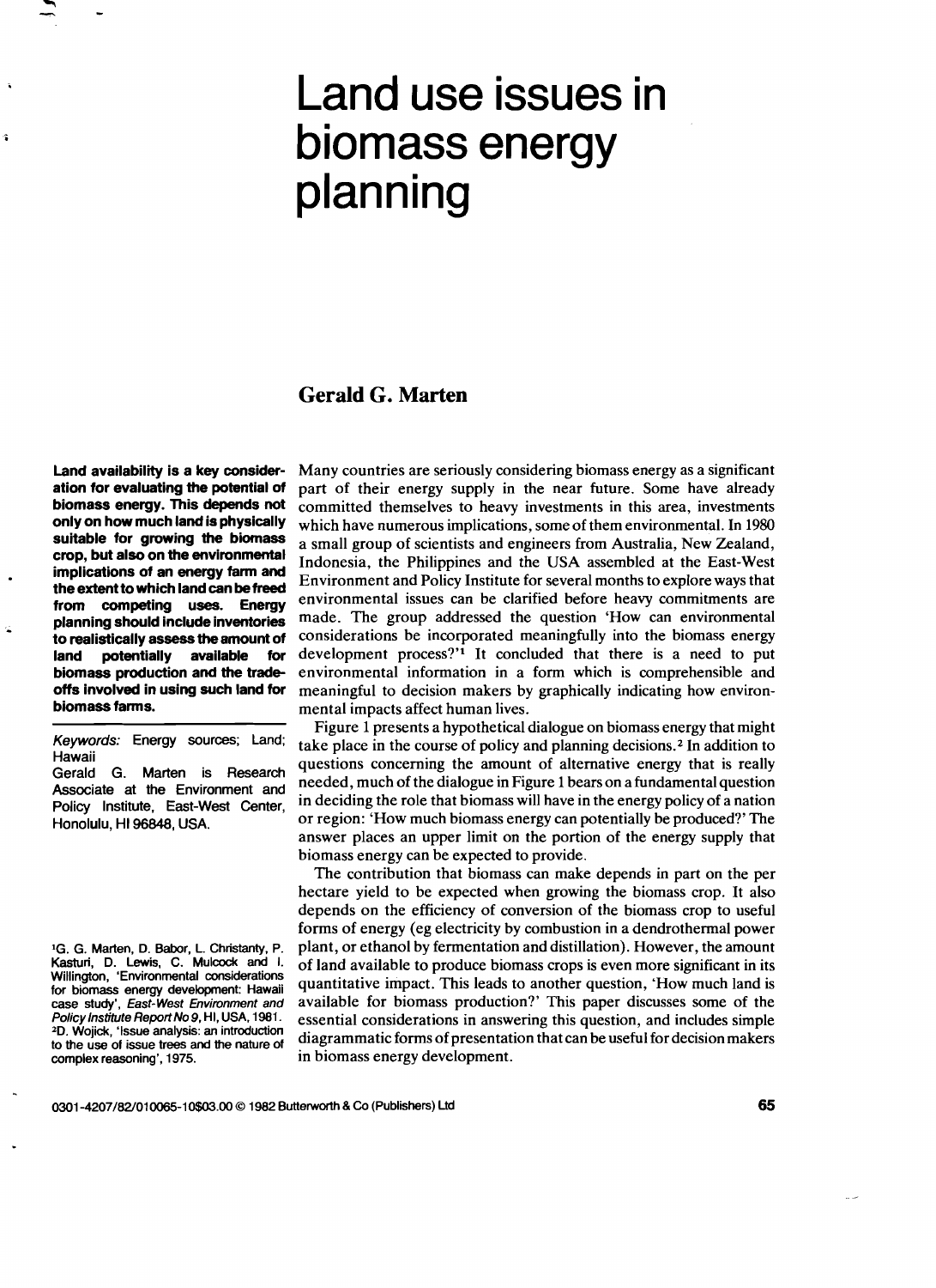# Land use issues in biomass energy planning

**Gerald G. Marten**

**Land availability is a key consideration for evaluating the potential of biomass energy. This depends not only on how much land is physically suitable for growing the biomass crop, but also on the environmental implications of an energy farm and the extent to which land can be freed from competing uses. Energy planning should include inventories to realistically assess the amount of land potentially available for biomass production and the trade-offs involved in using such land for biomass farms.**

*Keywords:* Energy sources; Land; Hawaii

Gerald G. Marten is Research Associate at the Environment and Policy Institute, East-West Center, Honolulu, HI 96848, USA.

Many countries are seriously considering biomass energy as a significant part of their energy supply in the near future. Some have already committed themselves to heavy investments in this area, investments which have numerous implications, some of them environmental. In 1980 a small group of scientists and engineers from Australia, New Zealand, Indonesia, the Philippines and the USA assembled at the East-West Environment and Policy Institute for several months to explore ways that environmental issues can be clarified before heavy commitments are made. The group addressed the question 'How can environmental considerations be incorporated meaningfully into the biomass energy development process?'[1] It concluded that there is a need to put environmental information in a form which is comprehensible and meaningful to decision makers by graphically indicating how environmental impacts affect human lives.

Figure 1 presents a hypothetical dialogue on biomass energy that might take place in the course of policy and planning decisions.[2] In addition to questions concerning the amount of alternative energy that is really needed, much of the dialogue in Figure 1 bears on a fundamental question in deciding the role that biomass will have in the energy policy of a nation or region: 'How much biomass energy can potentially be produced?' The answer places an upper limit on the portion of the energy supply that biomass energy can be expected to provide.

The contribution that biomass can make depends in part on the per hectare yield to be expected when growing the biomass crop. It also depends on the efficiency of conversion of the biomass crop to useful forms of energy (eg electricity by combustion in a dendrothermal power plant, or ethanol by fermentation and distillation). However, the amount of land available to produce biomass crops is even more significant in its quantitative impact. This leads to another question, 'How much land is available for biomass production?' This paper discusses some of the essential considerations in answering this question, and includes simple diagrammatic forms of presentation that can be useful for decision makers in biomass energy development.

[1]G. G. Marten, D. Babor, L. Christanty, P. Kasturi, D. Lewis, C. Mulcock and I. Willington, 'Environmental considerations for biomass energy development: Hawaii case study', *East-West Environment and Policy Institute Report No 9*, HI, USA, 1981.
[2]D. Wojick, 'Issue analysis: an introduction to the use of issue trees and the nature of complex reasoning', 1975.

0301-4207/82/010065-10$03.00 © 1982 Butterworth & Co (Publishers) Ltd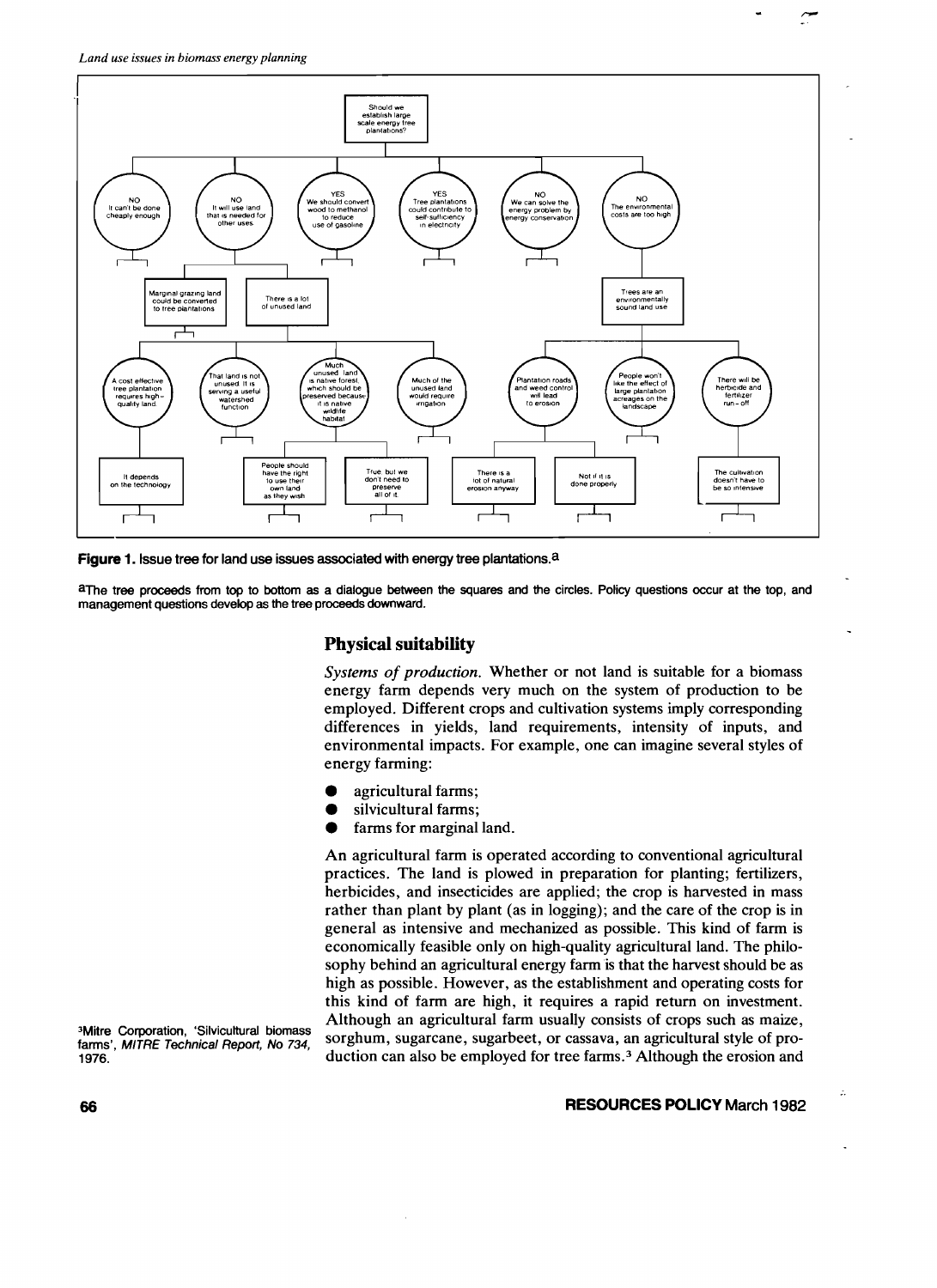Should we establish large scale energy tree plantations?

NO It can't be done cheaply enough

NO It will use land that is needed for other uses

YES We should convert wood to methanol to reduce use of gasoline

YES Tree plantations could contribute to self-sufficiency in electricity

NO We can solve the energy problem by energy conservation

NO The environmental costs are too high

Marginal grazing land could be converted to tree plantations

There is a lot of unused land

Trees are an environmentally sound land use

A cost effective tree plantation requires high-quality land

That land is not unused. It is serving a useful watershed function

Much unused land is native forest which should be preserved because it is native wildlife habitat

Much of the unused land would require irrigation

Plantation roads and weed control will lead to erosion

People won't like the effect of large plantation acreages on the landscape

There will be herbicide and fertilizer run-off

It depends on the technology

People should have the right to use their own land as they wish

True, but we don't need to preserve all of it

There is a lot of natural erosion anyway

Not if it is done properly

The cultivation doesn't have to be so intensive

**Figure 1.** Issue tree for land use issues associated with energy tree plantations.[a]

[a]The tree proceeds from top to bottom as a dialogue between the squares and the circles. Policy questions occur at the top, and management questions develop as the tree proceeds downward.

## Physical suitability

*Systems of production.* Whether or not land is suitable for a biomass energy farm depends very much on the system of production to be employed. Different crops and cultivation systems imply corresponding differences in yields, land requirements, intensity of inputs, and environmental impacts. For example, one can imagine several styles of energy farming:

- agricultural farms;
- silvicultural farms;
- farms for marginal land.

An agricultural farm is operated according to conventional agricultural practices. The land is plowed in preparation for planting; fertilizers, herbicides, and insecticides are applied; the crop is harvested in mass rather than plant by plant (as in logging); and the care of the crop is in general as intensive and mechanized as possible. This kind of farm is economically feasible only on high-quality agricultural land. The philosophy behind an agricultural energy farm is that the harvest should be as high as possible. However, as the establishment and operating costs for this kind of farm are high, it requires a rapid return on investment. Although an agricultural farm usually consists of crops such as maize, sorghum, sugarcane, sugarbeet, or cassava, an agricultural style of production can also be employed for tree farms.[3] Although the erosion and

[3]Mitre Corporation, 'Silvicultural biomass farms', *MITRE Technical Report, No 734*, 1976.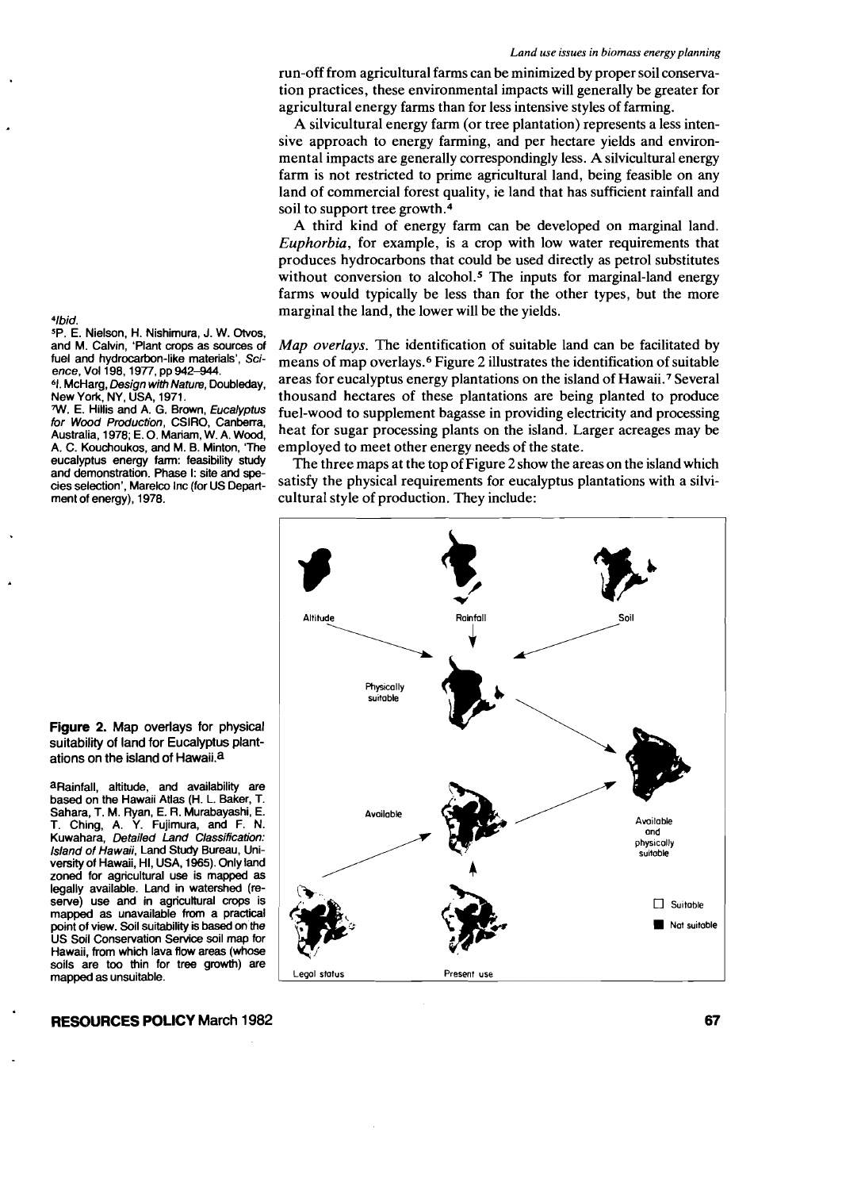run-off from agricultural farms can be minimized by proper soil conservation practices, these environmental impacts will generally be greater for agricultural energy farms than for less intensive styles of farming.

A silvicultural energy farm (or tree plantation) represents a less intensive approach to energy farming, and per hectare yields and environmental impacts are generally correspondingly less. A silvicultural energy farm is not restricted to prime agricultural land, being feasible on any land of commercial forest quality, ie land that has sufficient rainfall and soil to support tree growth.[4]

A third kind of energy farm can be developed on marginal land. *Euphorbia*, for example, is a crop with low water requirements that produces hydrocarbons that could be used directly as petrol substitutes without conversion to alcohol.[5] The inputs for marginal-land energy farms would typically be less than for the other types, but the more marginal the land, the lower will be the yields.

*Map overlays.* The identification of suitable land can be facilitated by means of map overlays.[6] Figure 2 illustrates the identification of suitable areas for eucalyptus energy plantations on the island of Hawaii.[7] Several thousand hectares of these plantations are being planted to produce fuel-wood to supplement bagasse in providing electricity and processing heat for sugar processing plants on the island. Larger acreages may be employed to meet other energy needs of the state.

The three maps at the top of Figure 2 show the areas on the island which satisfy the physical requirements for eucalyptus plantations with a silvicultural style of production. They include:

[4] *Ibid.*

[5] P. E. Nielson, H. Nishimura, J. W. Otvos, and M. Calvin, 'Plant crops as sources of fuel and hydrocarbon-like materials', *Science*, Vol 198, 1977, pp 942–944.

[6] I. McHarg, *Design with Nature*, Doubleday, New York, NY, USA, 1971.

[7] W. E. Hillis and A. G. Brown, *Eucalyptus for Wood Production*, CSIRO, Canberra, Australia, 1978; E. O. Mariam, W. A. Wood, A. C. Kouchoukos, and M. B. Minton, 'The eucalyptus energy farm: feasibility study and demonstration. Phase I: site and species selection', Marelco Inc (for US Department of energy), 1978.

**Figure 2.** Map overlays for physical suitability of land for Eucalyptus plantations on the island of Hawaii.[a]

[a] Rainfall, altitude, and availability are based on the Hawaii Atlas (H. L. Baker, T. Sahara, T. M. Ryan, E. R. Murabayashi, E. T. Ching, A. Y. Fujimura, and F. N. Kuwahara, *Detailed Land Classification: Island of Hawaii*, Land Study Bureau, University of Hawaii, HI, USA, 1965). Only land zoned for agricultural use is mapped as legally available. Land in watershed (reserve) use and in agricultural crops is mapped as unavailable from a practical point of view. Soil suitability is based on the US Soil Conservation Service soil map for Hawaii, from which lava flow areas (whose soils are too thin for tree growth) are mapped as unsuitable.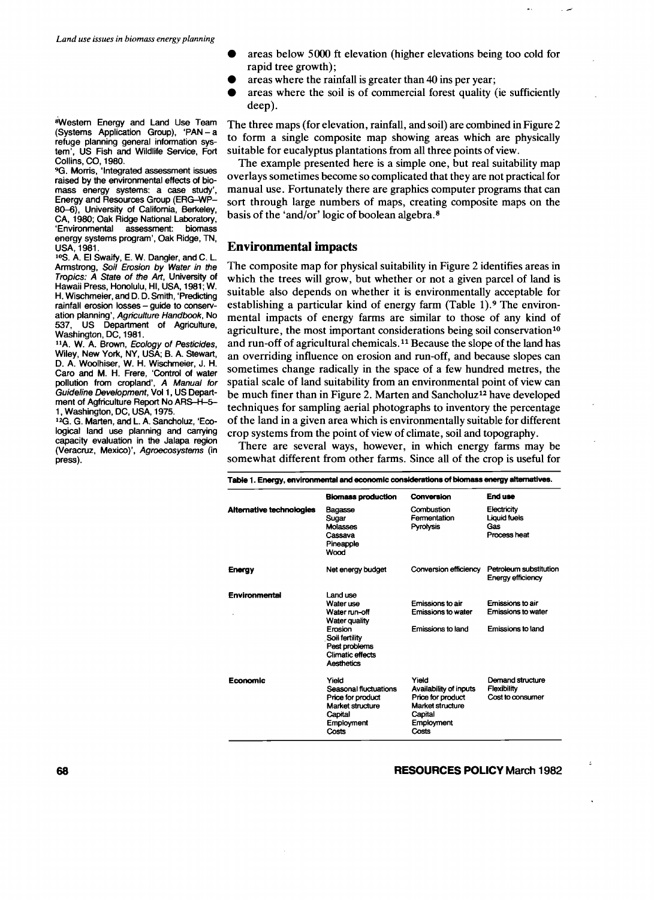- areas below 5000 ft elevation (higher elevations being too cold for rapid tree growth);
- areas where the rainfall is greater than 40 ins per year;
- areas where the soil is of commercial forest quality (ie sufficiently deep).

The three maps (for elevation, rainfall, and soil) are combined in Figure 2 to form a single composite map showing areas which are physically suitable for eucalyptus plantations from all three points of view.

The example presented here is a simple one, but real suitability map overlays sometimes become so complicated that they are not practical for manual use. Fortunately there are graphics computer programs that can sort through large numbers of maps, creating composite maps on the basis of the 'and/or' logic of boolean algebra.[8]

## Environmental impacts

The composite map for physical suitability in Figure 2 identifies areas in which the trees will grow, but whether or not a given parcel of land is suitable also depends on whether it is environmentally acceptable for establishing a particular kind of energy farm (Table 1).[9] The environmental impacts of energy farms are similar to those of any kind of agriculture, the most important considerations being soil conservation[10] and run-off of agricultural chemicals.[11] Because the slope of the land has an overriding influence on erosion and run-off, and because slopes can sometimes change radically in the space of a few hundred metres, the spatial scale of land suitability from an environmental point of view can be much finer than in Figure 2. Marten and Sancholuz[12] have developed techniques for sampling aerial photographs to inventory the percentage of the land in a given area which is environmentally suitable for different crop systems from the point of view of climate, soil and topography.

There are several ways, however, in which energy farms may be somewhat different from other farms. Since all of the crop is useful for

**Table 1. Energy, environmental and economic considerations of biomass energy alternatives.**

| | Biomass production | Conversion | End use |
|---|---|---|---|
| **Alternative technologies** | Bagasse<br>Sugar<br>Molasses<br>Cassava<br>Pineapple<br>Wood | Combustion<br>Fermentation<br>Pyrolysis | Electricity<br>Liquid fuels<br>Gas<br>Process heat |
| **Energy** | Net energy budget | Conversion efficiency | Petroleum substitution<br>Energy efficiency |
| **Environmental** | Land use<br>Water use<br>Water run-off<br>Water quality<br>Erosion<br>Soil fertility<br>Pest problems<br>Climatic effects<br>Aesthetics | Emissions to air<br>Emissions to water<br>Emissions to land | Emissions to air<br>Emissions to water<br>Emissions to land |
| **Economic** | Yield<br>Seasonal fluctuations<br>Price for product<br>Market structure<br>Capital<br>Employment<br>Costs | Yield<br>Availability of inputs<br>Price for product<br>Market structure<br>Capital<br>Employment<br>Costs | Demand structure<br>Flexibility<br>Cost to consumer |

[8] Western Energy and Land Use Team (Systems Application Group), 'PAN – a refuge planning general information system', US Fish and Wildlife Service, Fort Collins, CO, 1980.

[9] G. Morris, 'Integrated assessment issues raised by the environmental effects of biomass energy systems: a case study', Energy and Resources Group (ERG–WP–80–6), University of California, Berkeley, CA, 1980; Oak Ridge National Laboratory, 'Environmental assessment: biomass energy systems program', Oak Ridge, TN, USA, 1981.

[10] S. A. El Swaify, E. W. Dangler, and C. L. Armstrong, *Soil Erosion by Water in the Tropics: A State of the Art*, University of Hawaii Press, Honolulu, HI, USA, 1981; W. H. Wischmeier, and D. D. Smith, 'Predicting rainfall erosion losses – guide to conservation planning', *Agriculture Handbook*, No 537, US Department of Agriculture, Washington, DC, 1981.

[11] A. W. A. Brown, *Ecology of Pesticides*, Wiley, New York, NY, USA; B. A. Stewart, D. A. Woolhiser, W. H. Wischmeier, J. H. Caro and M. H. Frere, 'Control of water pollution from cropland', *A Manual for Guideline Development*, Vol 1, US Department of Agriculture Report No ARS–H–5–1, Washington, DC, USA, 1975.

[12] G. G. Marten, and L. A. Sancholuz, 'Ecological land use planning and carrying capacity evaluation in the Jalapa region (Veracruz, Mexico)', *Agroecosystems* (in press).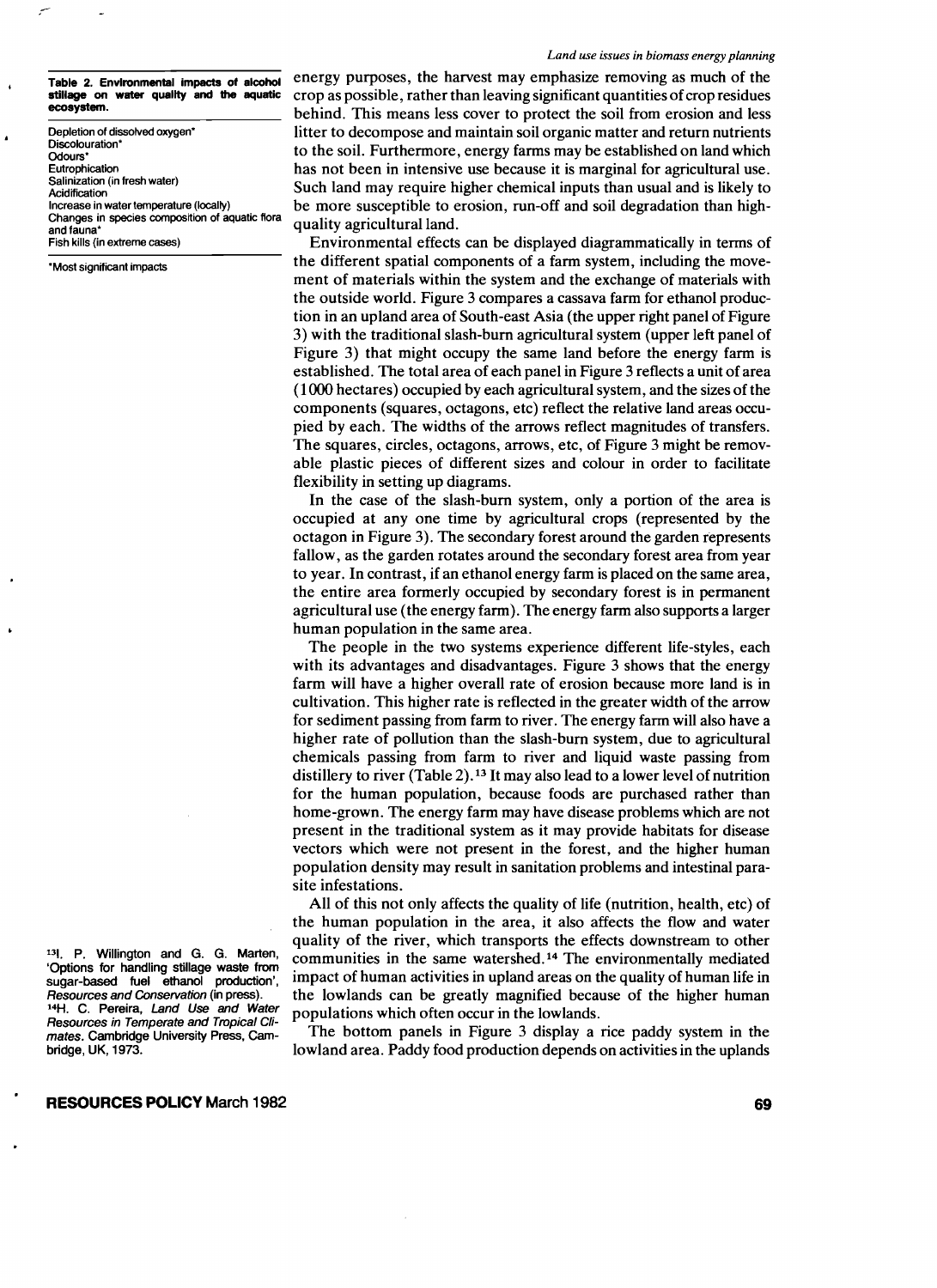**Table 2. Environmental impacts of alcohol stillage on water quality and the aquatic ecosystem.**

| |
|---|
| Depletion of dissolved oxygen* |
| Discolouration* |
| Odours* |
| Eutrophication |
| Salinization (in fresh water) |
| Acidification |
| Increase in water temperature (locally) |
| Changes in species composition of aquatic flora and fauna* |
| Fish kills (in extreme cases) |

*Most significant impacts

energy purposes, the harvest may emphasize removing as much of the crop as possible, rather than leaving significant quantities of crop residues behind. This means less cover to protect the soil from erosion and less litter to decompose and maintain soil organic matter and return nutrients to the soil. Furthermore, energy farms may be established on land which has not been in intensive use because it is marginal for agricultural use. Such land may require higher chemical inputs than usual and is likely to be more susceptible to erosion, run-off and soil degradation than high-quality agricultural land.

Environmental effects can be displayed diagrammatically in terms of the different spatial components of a farm system, including the movement of materials within the system and the exchange of materials with the outside world. Figure 3 compares a cassava farm for ethanol production in an upland area of South-east Asia (the upper right panel of Figure 3) with the traditional slash-burn agricultural system (upper left panel of Figure 3) that might occupy the same land before the energy farm is established. The total area of each panel in Figure 3 reflects a unit of area (1000 hectares) occupied by each agricultural system, and the sizes of the components (squares, octagons, etc) reflect the relative land areas occupied by each. The widths of the arrows reflect magnitudes of transfers. The squares, circles, octagons, arrows, etc, of Figure 3 might be removable plastic pieces of different sizes and colour in order to facilitate flexibility in setting up diagrams.

In the case of the slash-burn system, only a portion of the area is occupied at any one time by agricultural crops (represented by the octagon in Figure 3). The secondary forest around the garden represents fallow, as the garden rotates around the secondary forest area from year to year. In contrast, if an ethanol energy farm is placed on the same area, the entire area formerly occupied by secondary forest is in permanent agricultural use (the energy farm). The energy farm also supports a larger human population in the same area.

The people in the two systems experience different life-styles, each with its advantages and disadvantages. Figure 3 shows that the energy farm will have a higher overall rate of erosion because more land is in cultivation. This higher rate is reflected in the greater width of the arrow for sediment passing from farm to river. The energy farm will also have a higher rate of pollution than the slash-burn system, due to agricultural chemicals passing from farm to river and liquid waste passing from distillery to river (Table 2).[13] It may also lead to a lower level of nutrition for the human population, because foods are purchased rather than home-grown. The energy farm may have disease problems which are not present in the traditional system as it may provide habitats for disease vectors which were not present in the forest, and the higher human population density may result in sanitation problems and intestinal parasite infestations.

All of this not only affects the quality of life (nutrition, health, etc) of the human population in the area, it also affects the flow and water quality of the river, which transports the effects downstream to other communities in the same watershed.[14] The environmentally mediated impact of human activities in upland areas on the quality of human life in the lowlands can be greatly magnified because of the higher human populations which often occur in the lowlands.

The bottom panels in Figure 3 display a rice paddy system in the lowland area. Paddy food production depends on activities in the uplands

[13] I. P. Willington and G. G. Marten, 'Options for handling stillage waste from sugar-based fuel ethanol production', *Resources and Conservation* (in press).

[14] H. C. Pereira, *Land Use and Water Resources in Temperate and Tropical Climates*, Cambridge University Press, Cambridge, UK, 1973.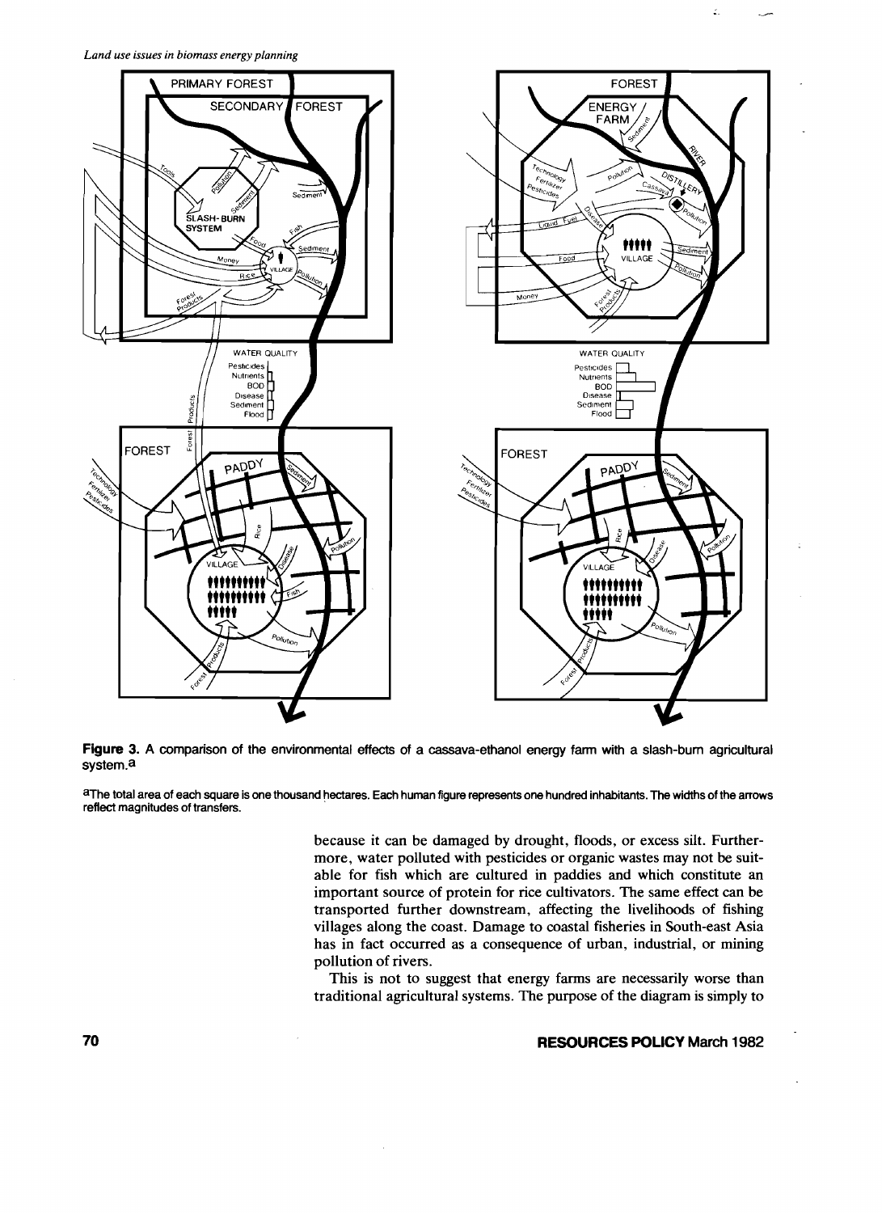**Figure 3.** A comparison of the environmental effects of a cassava-ethanol energy farm with a slash-burn agricultural system.[a]

[a]The total area of each square is one thousand hectares. Each human figure represents one hundred inhabitants. The widths of the arrows reflect magnitudes of transfers.

because it can be damaged by drought, floods, or excess silt. Furthermore, water polluted with pesticides or organic wastes may not be suitable for fish which are cultured in paddies and which constitute an important source of protein for rice cultivators. The same effect can be transported further downstream, affecting the livelihoods of fishing villages along the coast. Damage to coastal fisheries in South-east Asia has in fact occurred as a consequence of urban, industrial, or mining pollution of rivers.

This is not to suggest that energy farms are necessarily worse than traditional agricultural systems. The purpose of the diagram is simply to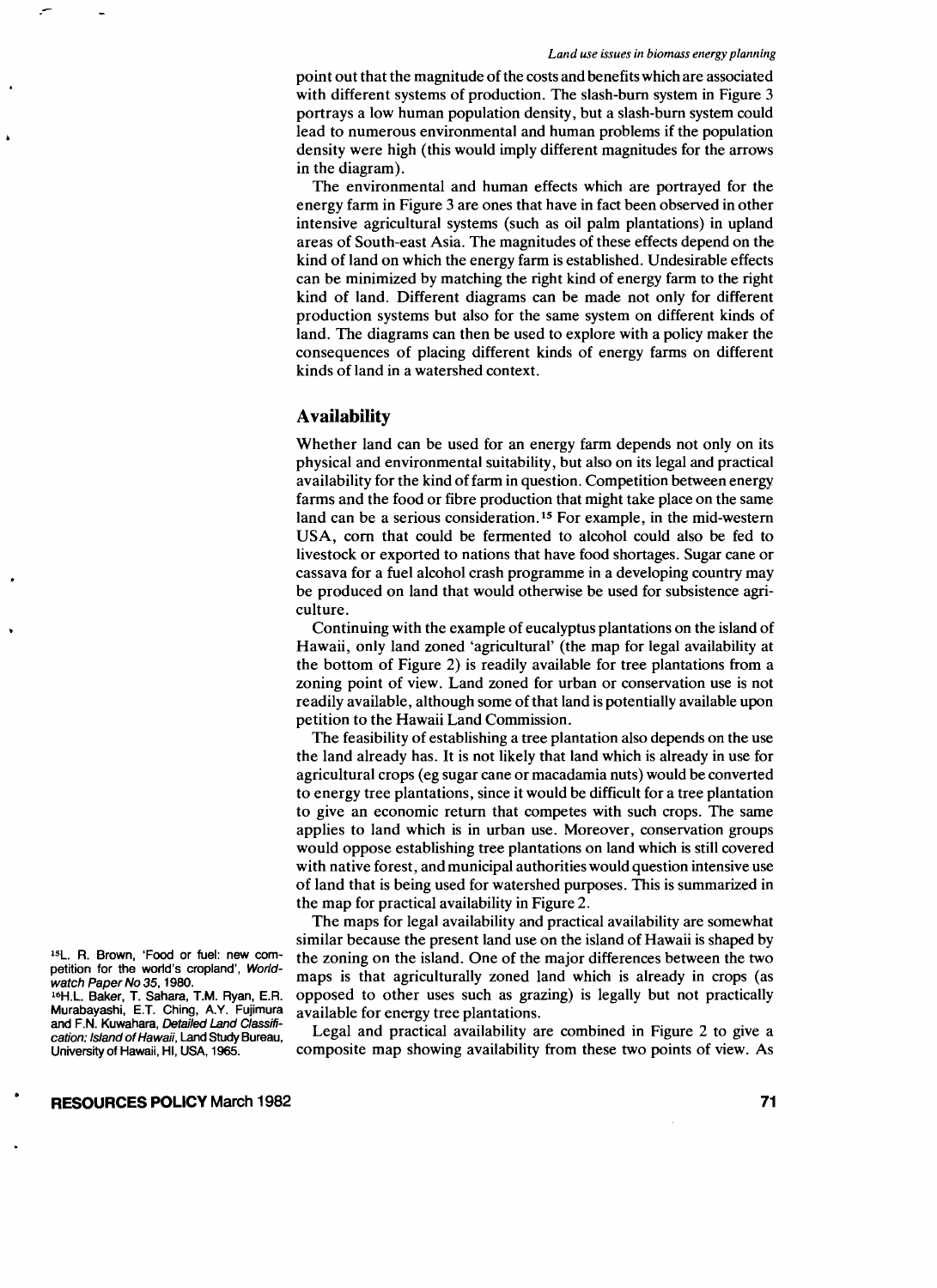point out that the magnitude of the costs and benefits which are associated with different systems of production. The slash-burn system in Figure 3 portrays a low human population density, but a slash-burn system could lead to numerous environmental and human problems if the population density were high (this would imply different magnitudes for the arrows in the diagram).

The environmental and human effects which are portrayed for the energy farm in Figure 3 are ones that have in fact been observed in other intensive agricultural systems (such as oil palm plantations) in upland areas of South-east Asia. The magnitudes of these effects depend on the kind of land on which the energy farm is established. Undesirable effects can be minimized by matching the right kind of energy farm to the right kind of land. Different diagrams can be made not only for different production systems but also for the same system on different kinds of land. The diagrams can then be used to explore with a policy maker the consequences of placing different kinds of energy farms on different kinds of land in a watershed context.

## Availability

Whether land can be used for an energy farm depends not only on its physical and environmental suitability, but also on its legal and practical availability for the kind of farm in question. Competition between energy farms and the food or fibre production that might take place on the same land can be a serious consideration.[15] For example, in the mid-western USA, corn that could be fermented to alcohol could also be fed to livestock or exported to nations that have food shortages. Sugar cane or cassava for a fuel alcohol crash programme in a developing country may be produced on land that would otherwise be used for subsistence agriculture.

Continuing with the example of eucalyptus plantations on the island of Hawaii, only land zoned 'agricultural' (the map for legal availability at the bottom of Figure 2) is readily available for tree plantations from a zoning point of view. Land zoned for urban or conservation use is not readily available, although some of that land is potentially available upon petition to the Hawaii Land Commission.

The feasibility of establishing a tree plantation also depends on the use the land already has. It is not likely that land which is already in use for agricultural crops (eg sugar cane or macadamia nuts) would be converted to energy tree plantations, since it would be difficult for a tree plantation to give an economic return that competes with such crops. The same applies to land which is in urban use. Moreover, conservation groups would oppose establishing tree plantations on land which is still covered with native forest, and municipal authorities would question intensive use of land that is being used for watershed purposes. This is summarized in the map for practical availability in Figure 2.

The maps for legal availability and practical availability are somewhat similar because the present land use on the island of Hawaii is shaped by the zoning on the island. One of the major differences between the two maps is that agriculturally zoned land which is already in crops (as opposed to other uses such as grazing) is legally but not practically available for energy tree plantations.

Legal and practical availability are combined in Figure 2 to give a composite map showing availability from these two points of view. As

[15] L. R. Brown, 'Food or fuel: new competition for the world's cropland', *Worldwatch Paper No 35*, 1980.

[16] H.L. Baker, T. Sahara, T.M. Ryan, E.R. Murabayashi, E.T. Ching, A.Y. Fujimura and F.N. Kuwahara, *Detailed Land Classification: Island of Hawaii*, Land Study Bureau, University of Hawaii, HI, USA, 1965.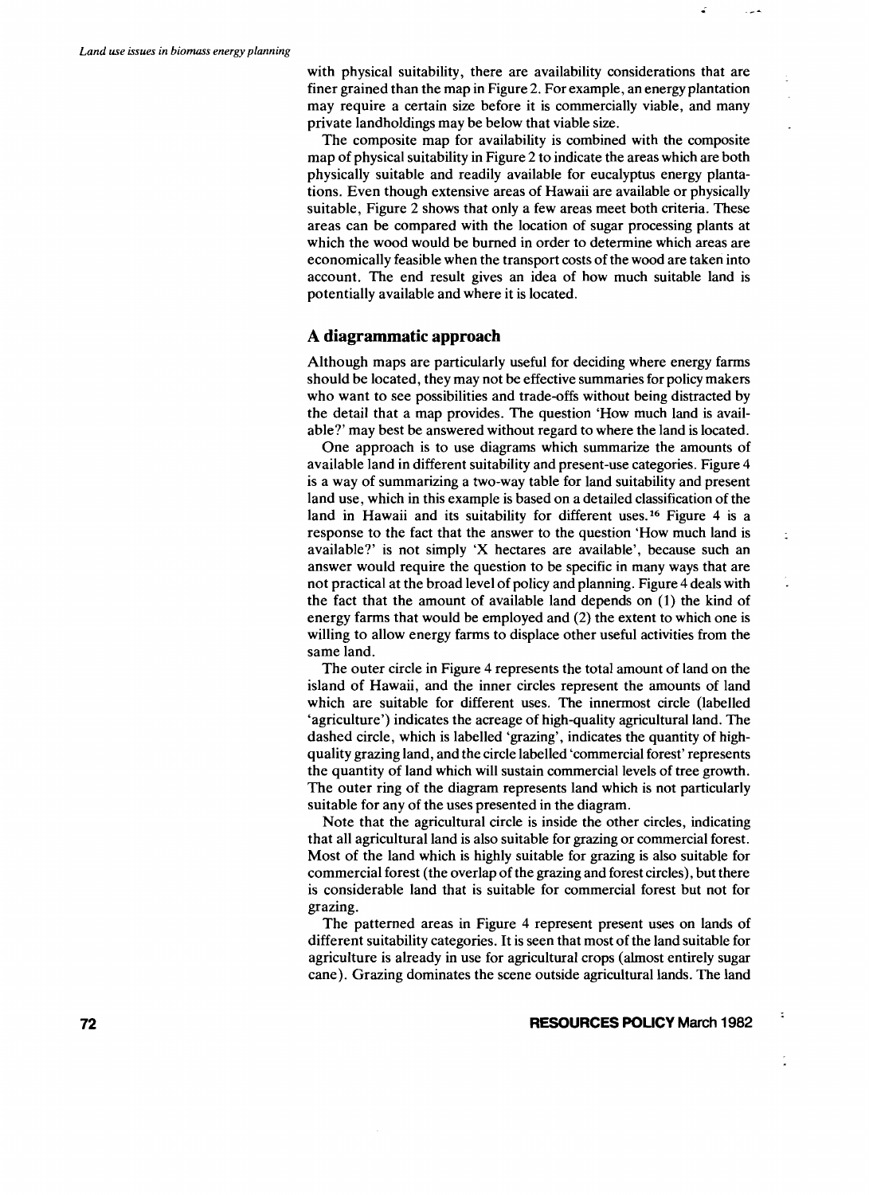with physical suitability, there are availability considerations that are finer grained than the map in Figure 2. For example, an energy plantation may require a certain size before it is commercially viable, and many private landholdings may be below that viable size.

The composite map for availability is combined with the composite map of physical suitability in Figure 2 to indicate the areas which are both physically suitable and readily available for eucalyptus energy plantations. Even though extensive areas of Hawaii are available or physically suitable, Figure 2 shows that only a few areas meet both criteria. These areas can be compared with the location of sugar processing plants at which the wood would be burned in order to determine which areas are economically feasible when the transport costs of the wood are taken into account. The end result gives an idea of how much suitable land is potentially available and where it is located.

## A diagrammatic approach

Although maps are particularly useful for deciding where energy farms should be located, they may not be effective summaries for policy makers who want to see possibilities and trade-offs without being distracted by the detail that a map provides. The question 'How much land is available?' may best be answered without regard to where the land is located.

One approach is to use diagrams which summarize the amounts of available land in different suitability and present-use categories. Figure 4 is a way of summarizing a two-way table for land suitability and present land use, which in this example is based on a detailed classification of the land in Hawaii and its suitability for different uses.[16] Figure 4 is a response to the fact that the answer to the question 'How much land is available?' is not simply 'X hectares are available', because such an answer would require the question to be specific in many ways that are not practical at the broad level of policy and planning. Figure 4 deals with the fact that the amount of available land depends on (1) the kind of energy farms that would be employed and (2) the extent to which one is willing to allow energy farms to displace other useful activities from the same land.

The outer circle in Figure 4 represents the total amount of land on the island of Hawaii, and the inner circles represent the amounts of land which are suitable for different uses. The innermost circle (labelled 'agriculture') indicates the acreage of high-quality agricultural land. The dashed circle, which is labelled 'grazing', indicates the quantity of high-quality grazing land, and the circle labelled 'commercial forest' represents the quantity of land which will sustain commercial levels of tree growth. The outer ring of the diagram represents land which is not particularly suitable for any of the uses presented in the diagram.

Note that the agricultural circle is inside the other circles, indicating that all agricultural land is also suitable for grazing or commercial forest. Most of the land which is highly suitable for grazing is also suitable for commercial forest (the overlap of the grazing and forest circles), but there is considerable land that is suitable for commercial forest but not for grazing.

The patterned areas in Figure 4 represent present uses on lands of different suitability categories. It is seen that most of the land suitable for agriculture is already in use for agricultural crops (almost entirely sugar cane). Grazing dominates the scene outside agricultural lands. The land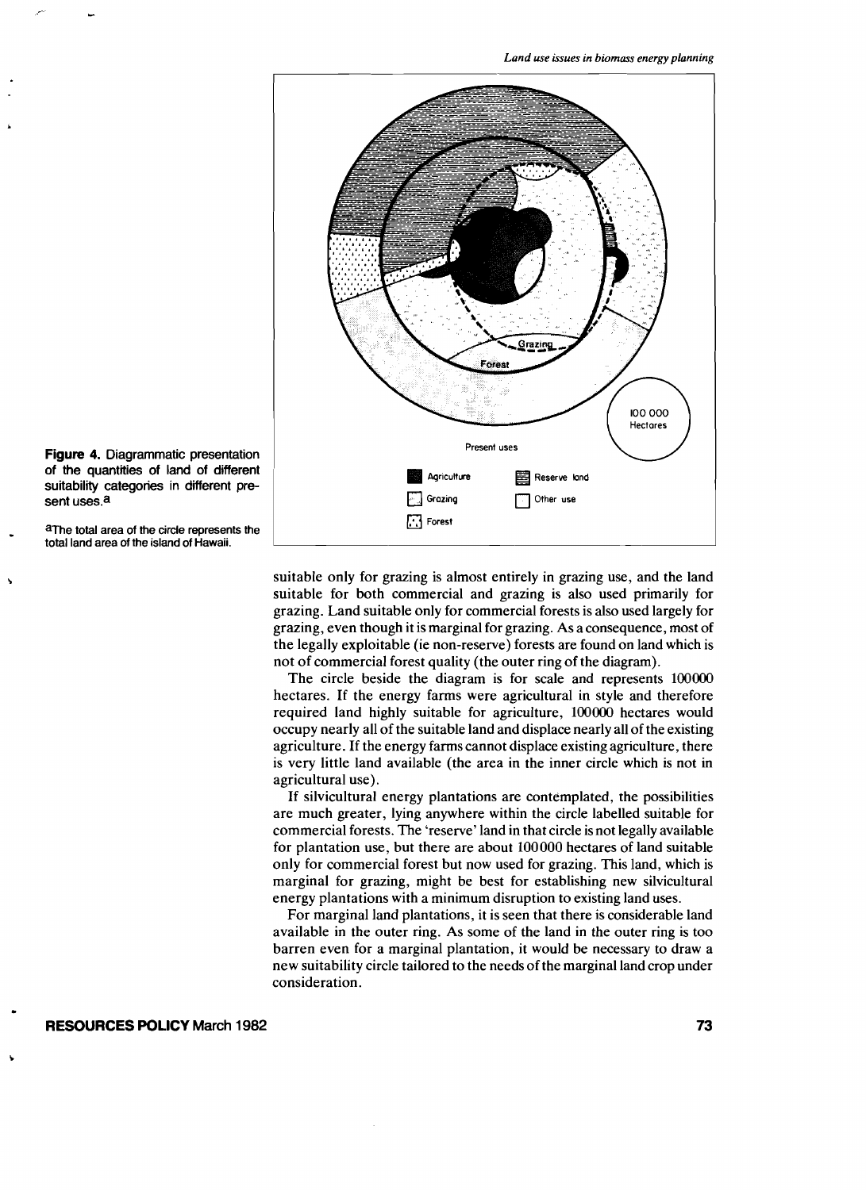**Figure 4.** Diagrammatic presentation of the quantities of land of different suitability categories in different present uses.[a]

[a]The total area of the circle represents the total land area of the island of Hawaii.

suitable only for grazing is almost entirely in grazing use, and the land suitable for both commercial and grazing is also used primarily for grazing. Land suitable only for commercial forests is also used largely for grazing, even though it is marginal for grazing. As a consequence, most of the legally exploitable (ie non-reserve) forests are found on land which is not of commercial forest quality (the outer ring of the diagram).

The circle beside the diagram is for scale and represents 100000 hectares. If the energy farms were agricultural in style and therefore required land highly suitable for agriculture, 100000 hectares would occupy nearly all of the suitable land and displace nearly all of the existing agriculture. If the energy farms cannot displace existing agriculture, there is very little land available (the area in the inner circle which is not in agricultural use).

If silvicultural energy plantations are contemplated, the possibilities are much greater, lying anywhere within the circle labelled suitable for commercial forests. The 'reserve' land in that circle is not legally available for plantation use, but there are about 100000 hectares of land suitable only for commercial forest but now used for grazing. This land, which is marginal for grazing, might be best for establishing new silvicultural energy plantations with a minimum disruption to existing land uses.

For marginal land plantations, it is seen that there is considerable land available in the outer ring. As some of the land in the outer ring is too barren even for a marginal plantation, it would be necessary to draw a new suitability circle tailored to the needs of the marginal land crop under consideration.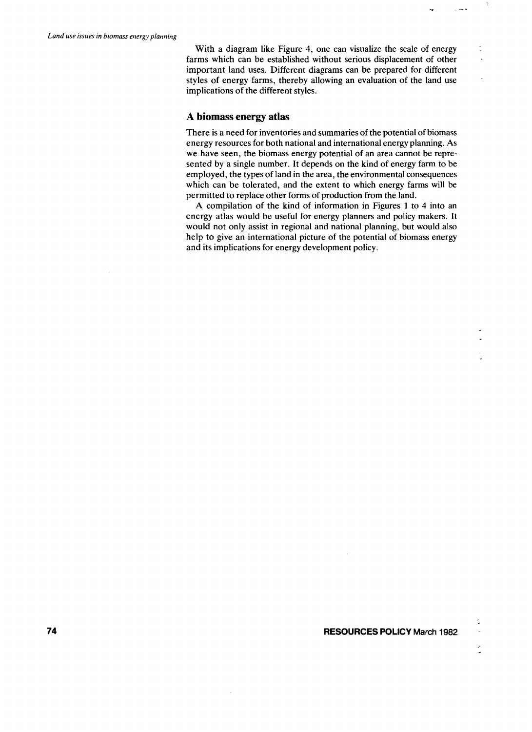With a diagram like Figure 4, one can visualize the scale of energy farms which can be established without serious displacement of other important land uses. Different diagrams can be prepared for different styles of energy farms, thereby allowing an evaluation of the land use implications of the different styles.

## A biomass energy atlas

There is a need for inventories and summaries of the potential of biomass energy resources for both national and international energy planning. As we have seen, the biomass energy potential of an area cannot be represented by a single number. It depends on the kind of energy farm to be employed, the types of land in the area, the environmental consequences which can be tolerated, and the extent to which energy farms will be permitted to replace other forms of production from the land.

A compilation of the kind of information in Figures 1 to 4 into an energy atlas would be useful for energy planners and policy makers. It would not only assist in regional and national planning, but would also help to give an international picture of the potential of biomass energy and its implications for energy development policy.